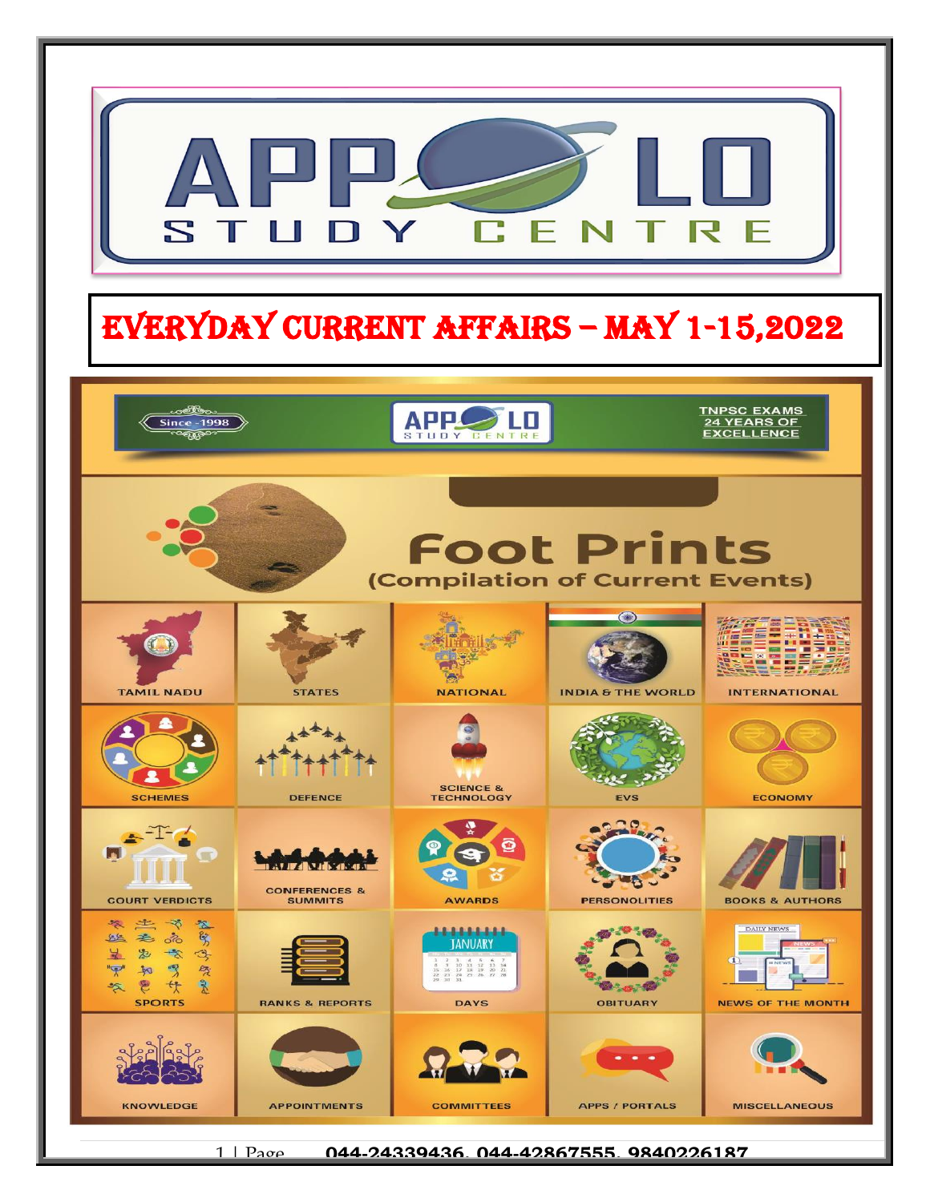# APPOLO STUDY CENTRE

# EVERYDAY CURRENT AFFAIRS – MAY 1-15,2022

Since -1998

APPOLO STUDY CENTRE

TNPSC EXAMS 24 YEARS OF EXCELLENCE

## Foot Prints
(Compilation of Current Events)

- TAMIL NADU
- STATES
- NATIONAL
- INDIA & THE WORLD
- INTERNATIONAL
- SCHEMES
- DEFENCE
- SCIENCE & TECHNOLOGY
- EVS
- ECONOMY
- COURT VERDICTS
- CONFERENCES & SUMMITS
- AWARDS
- PERSONOLITIES
- BOOKS & AUTHORS
- SPORTS
- RANKS & REPORTS
- DAYS
- OBITUARY
- NEWS OF THE MONTH
- KNOWLEDGE
- APPOINTMENTS
- COMMITTEES
- APPS / PORTALS
- MISCELLANEOUS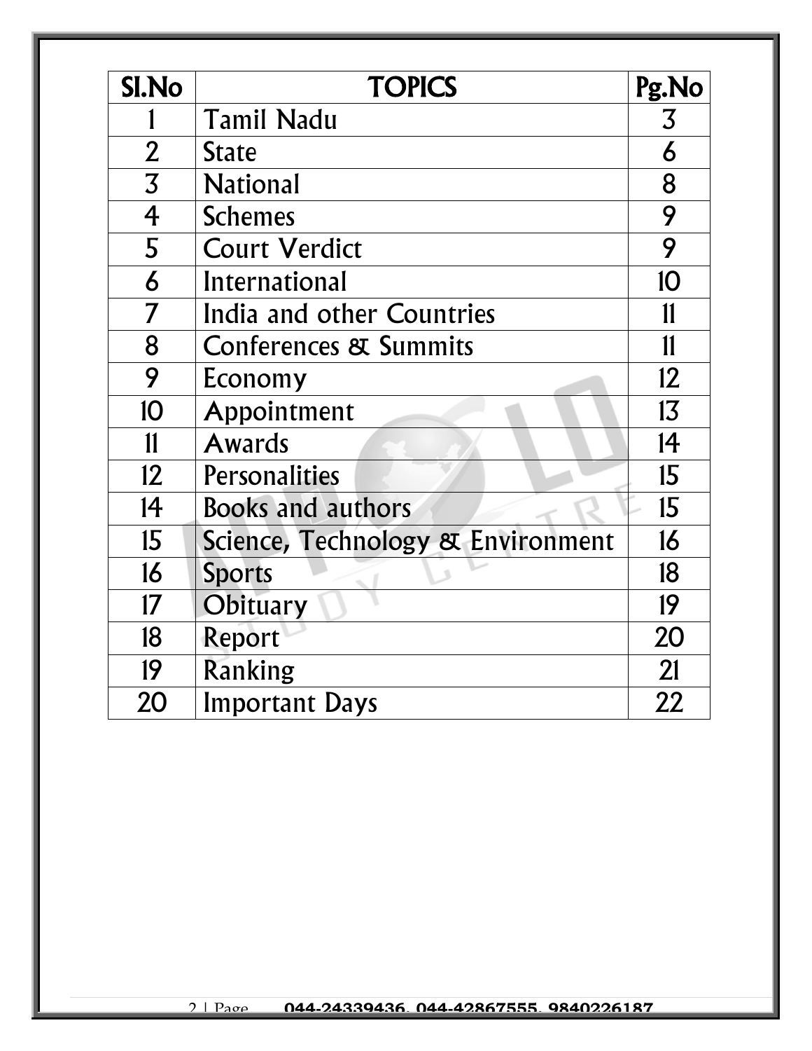| Sl.No | TOPICS | Pg.No |
|---|---|---|
| 1 | Tamil Nadu | 3 |
| 2 | State | 6 |
| 3 | National | 8 |
| 4 | Schemes | 9 |
| 5 | Court Verdict | 9 |
| 6 | International | 10 |
| 7 | India and other Countries | 11 |
| 8 | Conferences & Summits | 11 |
| 9 | Economy | 12 |
| 10 | Appointment | 13 |
| 11 | Awards | 14 |
| 12 | Personalities | 15 |
| 14 | Books and authors | 15 |
| 15 | Science, Technology & Environment | 16 |
| 16 | Sports | 18 |
| 17 | Obituary | 19 |
| 18 | Report | 20 |
| 19 | Ranking | 21 |
| 20 | Important Days | 22 |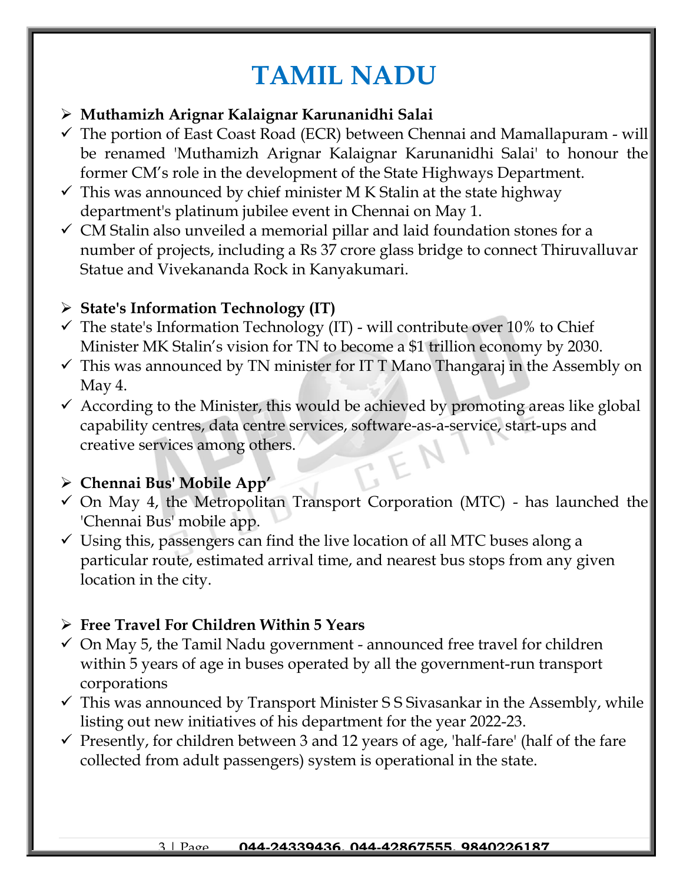# TAMIL NADU

- **Muthamizh Arignar Kalaignar Karunanidhi Salai**
  - ✓ The portion of East Coast Road (ECR) between Chennai and Mamallapuram - will be renamed 'Muthamizh Arignar Kalaignar Karunanidhi Salai' to honour the former CM's role in the development of the State Highways Department.
  - ✓ This was announced by chief minister M K Stalin at the state highway department's platinum jubilee event in Chennai on May 1.
  - ✓ CM Stalin also unveiled a memorial pillar and laid foundation stones for a number of projects, including a Rs 37 crore glass bridge to connect Thiruvalluvar Statue and Vivekananda Rock in Kanyakumari.

- **State's Information Technology (IT)**
  - ✓ The state's Information Technology (IT) - will contribute over 10% to Chief Minister MK Stalin's vision for TN to become a $1 trillion economy by 2030.
  - ✓ This was announced by TN minister for IT T Mano Thangaraj in the Assembly on May 4.
  - ✓ According to the Minister, this would be achieved by promoting areas like global capability centres, data centre services, software-as-a-service, start-ups and creative services among others.

- **Chennai Bus' Mobile App'**
  - ✓ On May 4, the Metropolitan Transport Corporation (MTC) - has launched the 'Chennai Bus' mobile app.
  - ✓ Using this, passengers can find the live location of all MTC buses along a particular route, estimated arrival time, and nearest bus stops from any given location in the city.

- **Free Travel For Children Within 5 Years**
  - ✓ On May 5, the Tamil Nadu government - announced free travel for children within 5 years of age in buses operated by all the government-run transport corporations
  - ✓ This was announced by Transport Minister S S Sivasankar in the Assembly, while listing out new initiatives of his department for the year 2022-23.
  - ✓ Presently, for children between 3 and 12 years of age, 'half-fare' (half of the fare collected from adult passengers) system is operational in the state.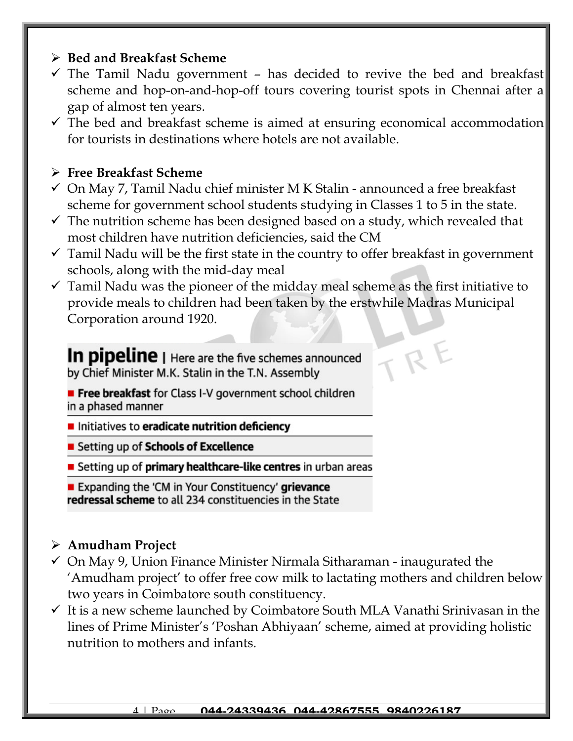- **Bed and Breakfast Scheme**
  - ✓ The Tamil Nadu government – has decided to revive the bed and breakfast scheme and hop-on-and-hop-off tours covering tourist spots in Chennai after a gap of almost ten years.
  - ✓ The bed and breakfast scheme is aimed at ensuring economical accommodation for tourists in destinations where hotels are not available.

- **Free Breakfast Scheme**
  - ✓ On May 7, Tamil Nadu chief minister M K Stalin - announced a free breakfast scheme for government school students studying in Classes 1 to 5 in the state.
  - ✓ The nutrition scheme has been designed based on a study, which revealed that most children have nutrition deficiencies, said the CM
  - ✓ Tamil Nadu will be the first state in the country to offer breakfast in government schools, along with the mid-day meal
  - ✓ Tamil Nadu was the pioneer of the midday meal scheme as the first initiative to provide meals to children had been taken by the erstwhile Madras Municipal Corporation around 1920.

**In pipeline** | Here are the five schemes announced by Chief Minister M.K. Stalin in the T.N. Assembly

- **Free breakfast** for Class I-V government school children in a phased manner
- Initiatives to **eradicate nutrition deficiency**
- Setting up of **Schools of Excellence**
- Setting up of **primary healthcare-like centres** in urban areas
- Expanding the 'CM in Your Constituency' **grievance redressal scheme** to all 234 constituencies in the State

- **Amudham Project**
  - ✓ On May 9, Union Finance Minister Nirmala Sitharaman - inaugurated the 'Amudham project' to offer free cow milk to lactating mothers and children below two years in Coimbatore south constituency.
  - ✓ It is a new scheme launched by Coimbatore South MLA Vanathi Srinivasan in the lines of Prime Minister's 'Poshan Abhiyaan' scheme, aimed at providing holistic nutrition to mothers and infants.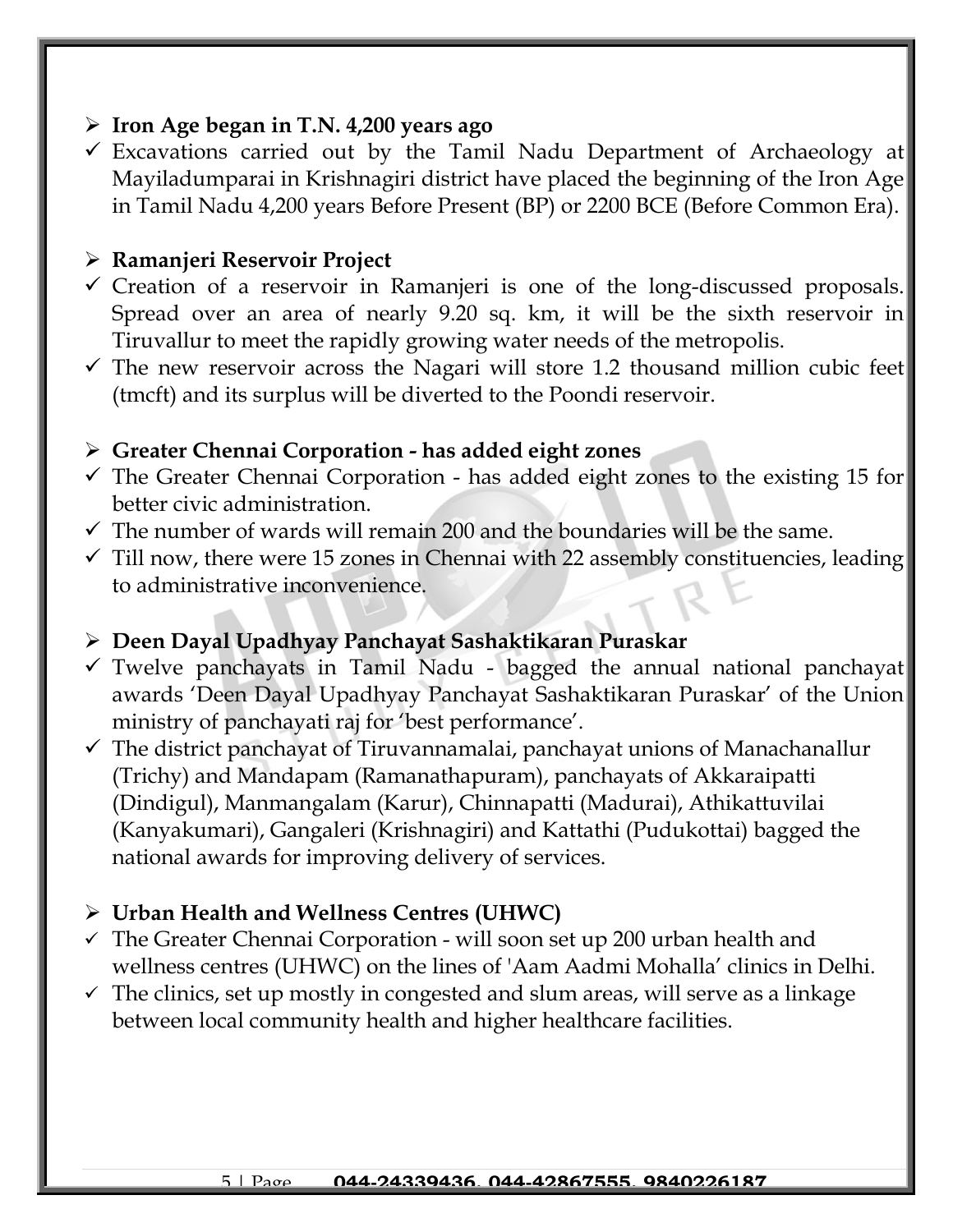- **Iron Age began in T.N. 4,200 years ago**
  - ✓ Excavations carried out by the Tamil Nadu Department of Archaeology at Mayiladumparai in Krishnagiri district have placed the beginning of the Iron Age in Tamil Nadu 4,200 years Before Present (BP) or 2200 BCE (Before Common Era).

- **Ramanjeri Reservoir Project**
  - ✓ Creation of a reservoir in Ramanjeri is one of the long-discussed proposals. Spread over an area of nearly 9.20 sq. km, it will be the sixth reservoir in Tiruvallur to meet the rapidly growing water needs of the metropolis.
  - ✓ The new reservoir across the Nagari will store 1.2 thousand million cubic feet (tmcft) and its surplus will be diverted to the Poondi reservoir.

- **Greater Chennai Corporation - has added eight zones**
  - ✓ The Greater Chennai Corporation - has added eight zones to the existing 15 for better civic administration.
  - ✓ The number of wards will remain 200 and the boundaries will be the same.
  - ✓ Till now, there were 15 zones in Chennai with 22 assembly constituencies, leading to administrative inconvenience.

- **Deen Dayal Upadhyay Panchayat Sashaktikaran Puraskar**
  - ✓ Twelve panchayats in Tamil Nadu - bagged the annual national panchayat awards 'Deen Dayal Upadhyay Panchayat Sashaktikaran Puraskar' of the Union ministry of panchayati raj for 'best performance'.
  - ✓ The district panchayat of Tiruvannamalai, panchayat unions of Manachanallur (Trichy) and Mandapam (Ramanathapuram), panchayats of Akkaraipatti (Dindigul), Manmangalam (Karur), Chinnapatti (Madurai), Athikattuvilai (Kanyakumari), Gangaleri (Krishnagiri) and Kattathi (Pudukottai) bagged the national awards for improving delivery of services.

- **Urban Health and Wellness Centres (UHWC)**
  - ✓ The Greater Chennai Corporation - will soon set up 200 urban health and wellness centres (UHWC) on the lines of 'Aam Aadmi Mohalla' clinics in Delhi.
  - ✓ The clinics, set up mostly in congested and slum areas, will serve as a linkage between local community health and higher healthcare facilities.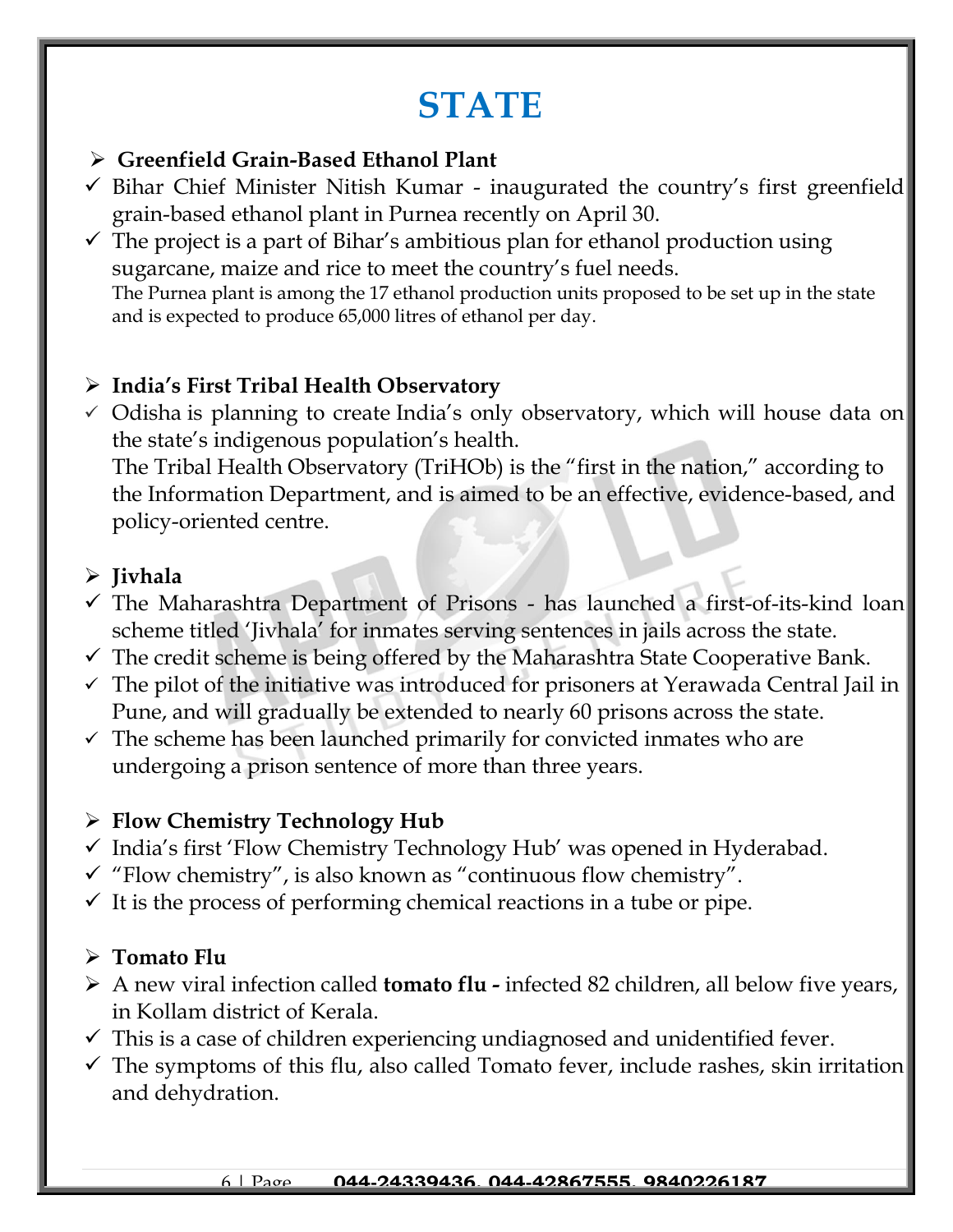# STATE

- **Greenfield Grain-Based Ethanol Plant**

- ✓ Bihar Chief Minister Nitish Kumar - inaugurated the country's first greenfield grain-based ethanol plant in Purnea recently on April 30.
- ✓ The project is a part of Bihar's ambitious plan for ethanol production using sugarcane, maize and rice to meet the country's fuel needs.
  The Purnea plant is among the 17 ethanol production units proposed to be set up in the state and is expected to produce 65,000 litres of ethanol per day.

- **India's First Tribal Health Observatory**

- ✓ Odisha is planning to create India's only observatory, which will house data on the state's indigenous population's health.
  The Tribal Health Observatory (TriHOb) is the "first in the nation," according to the Information Department, and is aimed to be an effective, evidence-based, and policy-oriented centre.

- **Jivhala**

- ✓ The Maharashtra Department of Prisons - has launched a first-of-its-kind loan scheme titled 'Jivhala' for inmates serving sentences in jails across the state.
- ✓ The credit scheme is being offered by the Maharashtra State Cooperative Bank.
- ✓ The pilot of the initiative was introduced for prisoners at Yerawada Central Jail in Pune, and will gradually be extended to nearly 60 prisons across the state.
- ✓ The scheme has been launched primarily for convicted inmates who are undergoing a prison sentence of more than three years.

- **Flow Chemistry Technology Hub**

- ✓ India's first 'Flow Chemistry Technology Hub' was opened in Hyderabad.
- ✓ "Flow chemistry", is also known as "continuous flow chemistry".
- ✓ It is the process of performing chemical reactions in a tube or pipe.

- **Tomato Flu**

- A new viral infection called **tomato flu -** infected 82 children, all below five years, in Kollam district of Kerala.
- ✓ This is a case of children experiencing undiagnosed and unidentified fever.
- ✓ The symptoms of this flu, also called Tomato fever, include rashes, skin irritation and dehydration.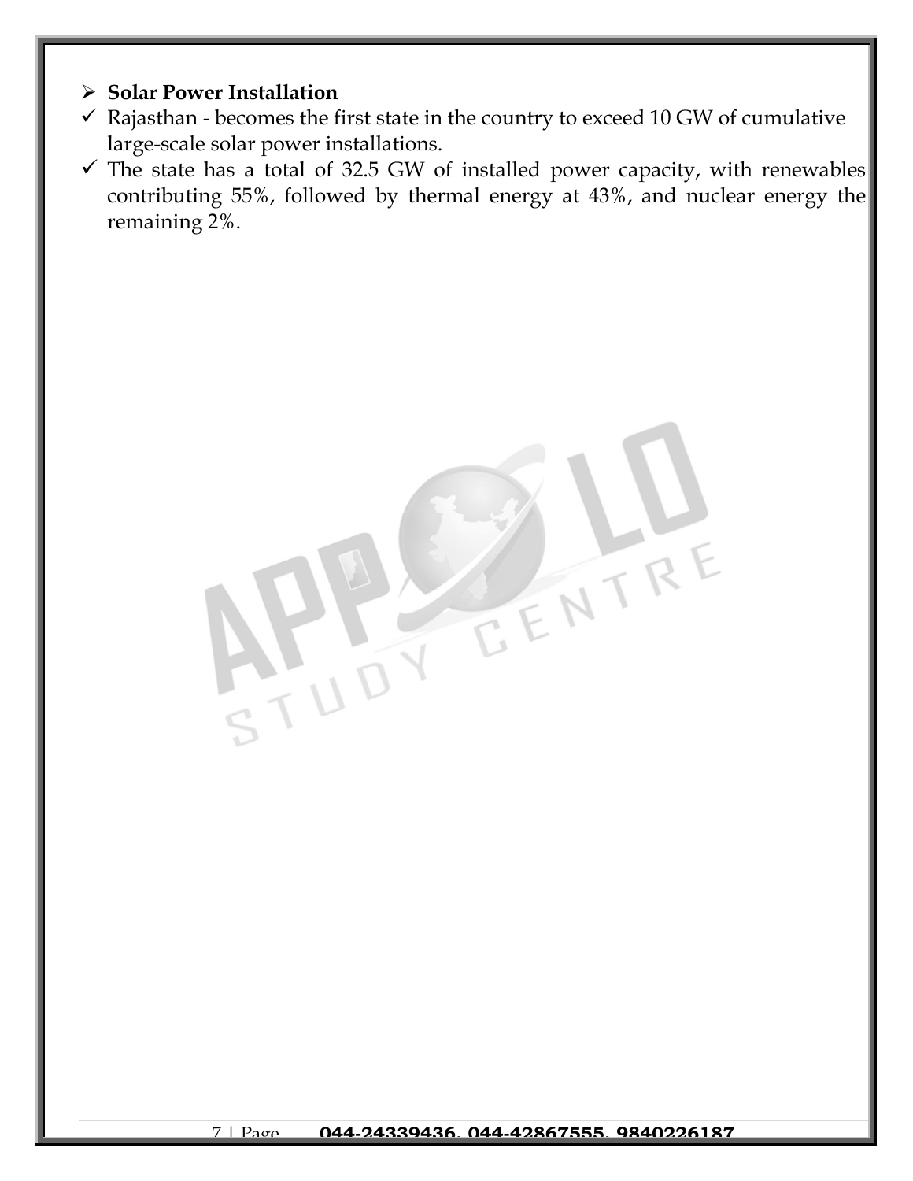- **Solar Power Installation**
  - Rajasthan - becomes the first state in the country to exceed 10 GW of cumulative large-scale solar power installations.
  - The state has a total of 32.5 GW of installed power capacity, with renewables contributing 55%, followed by thermal energy at 43%, and nuclear energy the remaining 2%.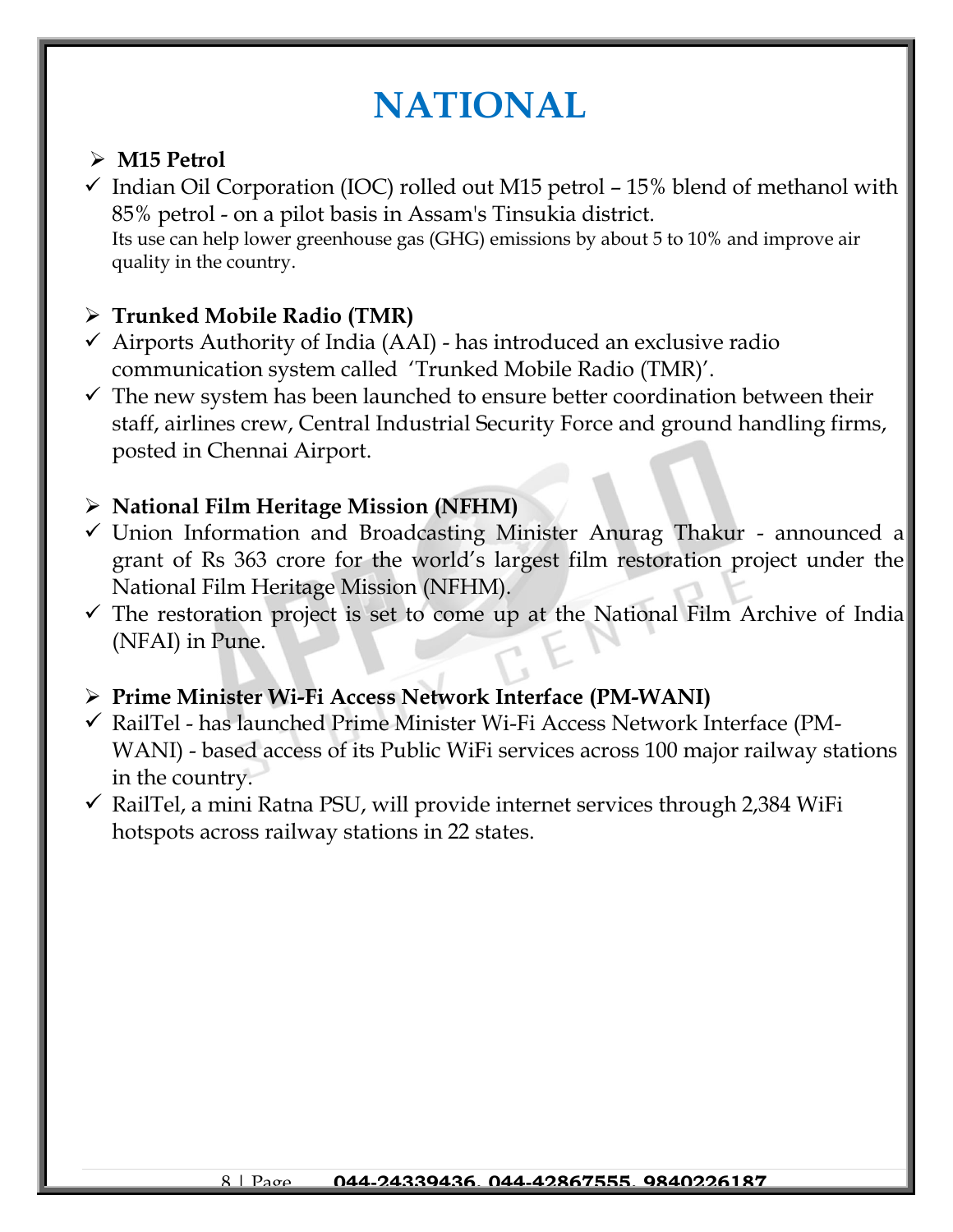# NATIONAL

- **M15 Petrol**
  - ✓ Indian Oil Corporation (IOC) rolled out M15 petrol – 15% blend of methanol with 85% petrol - on a pilot basis in Assam's Tinsukia district.
    Its use can help lower greenhouse gas (GHG) emissions by about 5 to 10% and improve air quality in the country.

- **Trunked Mobile Radio (TMR)**
  - ✓ Airports Authority of India (AAI) - has introduced an exclusive radio communication system called 'Trunked Mobile Radio (TMR)'.
  - ✓ The new system has been launched to ensure better coordination between their staff, airlines crew, Central Industrial Security Force and ground handling firms, posted in Chennai Airport.

- **National Film Heritage Mission (NFHM)**
  - ✓ Union Information and Broadcasting Minister Anurag Thakur - announced a grant of Rs 363 crore for the world's largest film restoration project under the National Film Heritage Mission (NFHM).
  - ✓ The restoration project is set to come up at the National Film Archive of India (NFAI) in Pune.

- **Prime Minister Wi-Fi Access Network Interface (PM-WANI)**
  - ✓ RailTel - has launched Prime Minister Wi-Fi Access Network Interface (PM-WANI) - based access of its Public WiFi services across 100 major railway stations in the country.
  - ✓ RailTel, a mini Ratna PSU, will provide internet services through 2,384 WiFi hotspots across railway stations in 22 states.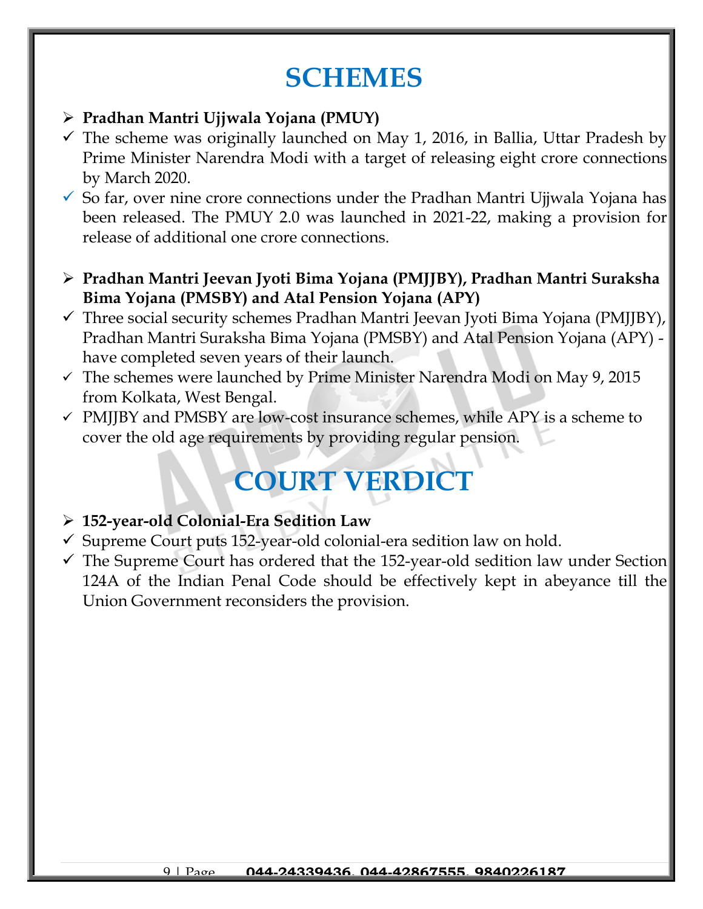# SCHEMES

- **Pradhan Mantri Ujjwala Yojana (PMUY)**
- ✓ The scheme was originally launched on May 1, 2016, in Ballia, Uttar Pradesh by Prime Minister Narendra Modi with a target of releasing eight crore connections by March 2020.
- ✓ So far, over nine crore connections under the Pradhan Mantri Ujjwala Yojana has been released. The PMUY 2.0 was launched in 2021-22, making a provision for release of additional one crore connections.

- **Pradhan Mantri Jeevan Jyoti Bima Yojana (PMJJBY), Pradhan Mantri Suraksha Bima Yojana (PMSBY) and Atal Pension Yojana (APY)**
- ✓ Three social security schemes Pradhan Mantri Jeevan Jyoti Bima Yojana (PMJJBY), Pradhan Mantri Suraksha Bima Yojana (PMSBY) and Atal Pension Yojana (APY) - have completed seven years of their launch.
- ✓ The schemes were launched by Prime Minister Narendra Modi on May 9, 2015 from Kolkata, West Bengal.
- ✓ PMJJBY and PMSBY are low-cost insurance schemes, while APY is a scheme to cover the old age requirements by providing regular pension.

# COURT VERDICT

- **152-year-old Colonial-Era Sedition Law**
- ✓ Supreme Court puts 152-year-old colonial-era sedition law on hold.
- ✓ The Supreme Court has ordered that the 152-year-old sedition law under Section 124A of the Indian Penal Code should be effectively kept in abeyance till the Union Government reconsiders the provision.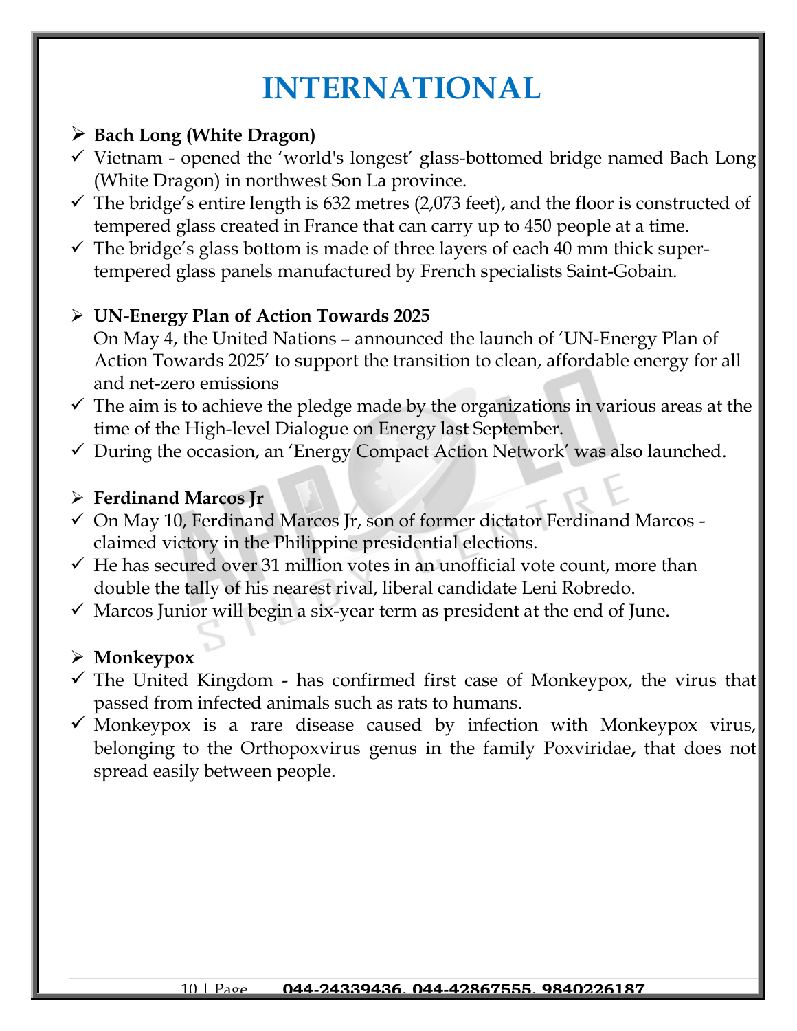# INTERNATIONAL

- **Bach Long (White Dragon)**
- ✓ Vietnam - opened the 'world's longest' glass-bottomed bridge named Bach Long (White Dragon) in northwest Son La province.
- ✓ The bridge's entire length is 632 metres (2,073 feet), and the floor is constructed of tempered glass created in France that can carry up to 450 people at a time.
- ✓ The bridge's glass bottom is made of three layers of each 40 mm thick super-tempered glass panels manufactured by French specialists Saint-Gobain.

- **UN-Energy Plan of Action Towards 2025**

  On May 4, the United Nations – announced the launch of 'UN-Energy Plan of Action Towards 2025' to support the transition to clean, affordable energy for all and net-zero emissions
- ✓ The aim is to achieve the pledge made by the organizations in various areas at the time of the High-level Dialogue on Energy last September.
- ✓ During the occasion, an 'Energy Compact Action Network' was also launched.

- **Ferdinand Marcos Jr**
- ✓ On May 10, Ferdinand Marcos Jr, son of former dictator Ferdinand Marcos - claimed victory in the Philippine presidential elections.
- ✓ He has secured over 31 million votes in an unofficial vote count, more than double the tally of his nearest rival, liberal candidate Leni Robredo.
- ✓ Marcos Junior will begin a six-year term as president at the end of June.

- **Monkeypox**
- ✓ The United Kingdom - has confirmed first case of Monkeypox, the virus that passed from infected animals such as rats to humans.
- ✓ Monkeypox is a rare disease caused by infection with Monkeypox virus, belonging to the Orthopoxvirus genus in the family Poxviridae, that does not spread easily between people.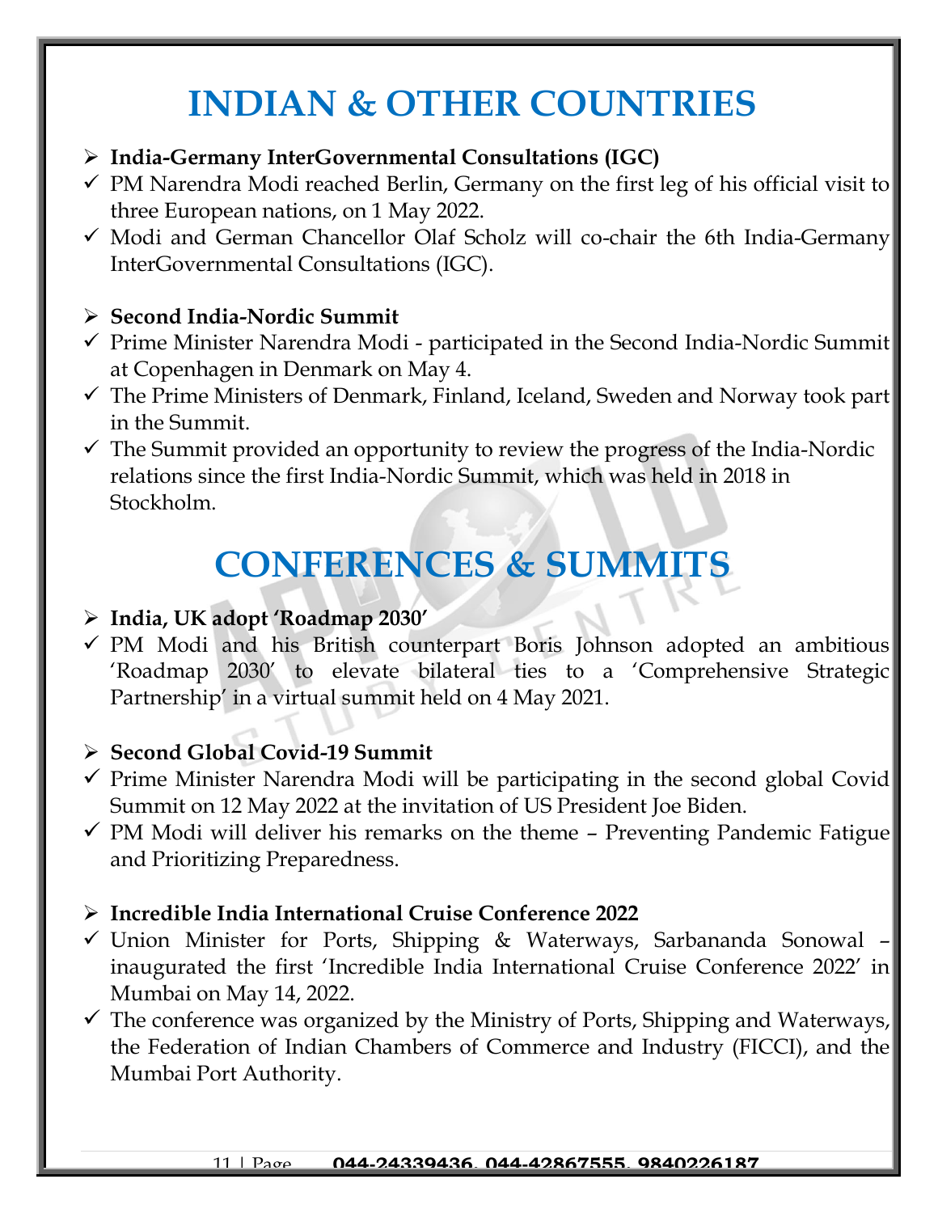# INDIAN & OTHER COUNTRIES

- **India-Germany InterGovernmental Consultations (IGC)**
  - ✓ PM Narendra Modi reached Berlin, Germany on the first leg of his official visit to three European nations, on 1 May 2022.
  - ✓ Modi and German Chancellor Olaf Scholz will co-chair the 6th India-Germany InterGovernmental Consultations (IGC).

- **Second India-Nordic Summit**
  - ✓ Prime Minister Narendra Modi - participated in the Second India-Nordic Summit at Copenhagen in Denmark on May 4.
  - ✓ The Prime Ministers of Denmark, Finland, Iceland, Sweden and Norway took part in the Summit.
  - ✓ The Summit provided an opportunity to review the progress of the India-Nordic relations since the first India-Nordic Summit, which was held in 2018 in Stockholm.

# CONFERENCES & SUMMITS

- **India, UK adopt 'Roadmap 2030'**
  - ✓ PM Modi and his British counterpart Boris Johnson adopted an ambitious 'Roadmap 2030' to elevate bilateral ties to a 'Comprehensive Strategic Partnership' in a virtual summit held on 4 May 2021.

- **Second Global Covid-19 Summit**
  - ✓ Prime Minister Narendra Modi will be participating in the second global Covid Summit on 12 May 2022 at the invitation of US President Joe Biden.
  - ✓ PM Modi will deliver his remarks on the theme – Preventing Pandemic Fatigue and Prioritizing Preparedness.

- **Incredible India International Cruise Conference 2022**
  - ✓ Union Minister for Ports, Shipping & Waterways, Sarbananda Sonowal – inaugurated the first 'Incredible India International Cruise Conference 2022' in Mumbai on May 14, 2022.
  - ✓ The conference was organized by the Ministry of Ports, Shipping and Waterways, the Federation of Indian Chambers of Commerce and Industry (FICCI), and the Mumbai Port Authority.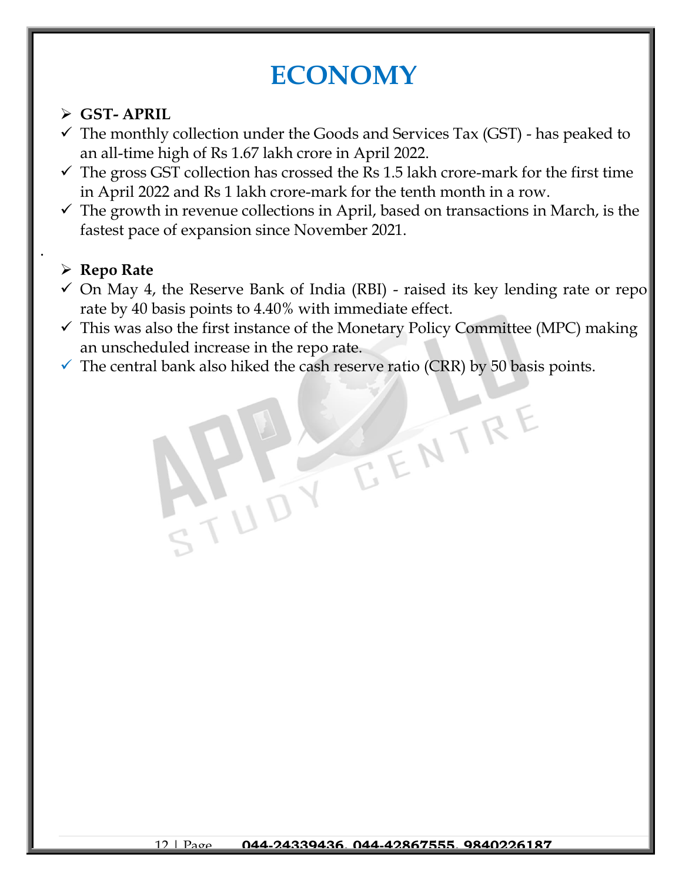# ECONOMY

- **GST- APRIL**
  - The monthly collection under the Goods and Services Tax (GST) - has peaked to an all-time high of Rs 1.67 lakh crore in April 2022.
  - The gross GST collection has crossed the Rs 1.5 lakh crore-mark for the first time in April 2022 and Rs 1 lakh crore-mark for the tenth month in a row.
  - The growth in revenue collections in April, based on transactions in March, is the fastest pace of expansion since November 2021.

- **Repo Rate**
  - On May 4, the Reserve Bank of India (RBI) - raised its key lending rate or repo rate by 40 basis points to 4.40% with immediate effect.
  - This was also the first instance of the Monetary Policy Committee (MPC) making an unscheduled increase in the repo rate.
  - The central bank also hiked the cash reserve ratio (CRR) by 50 basis points.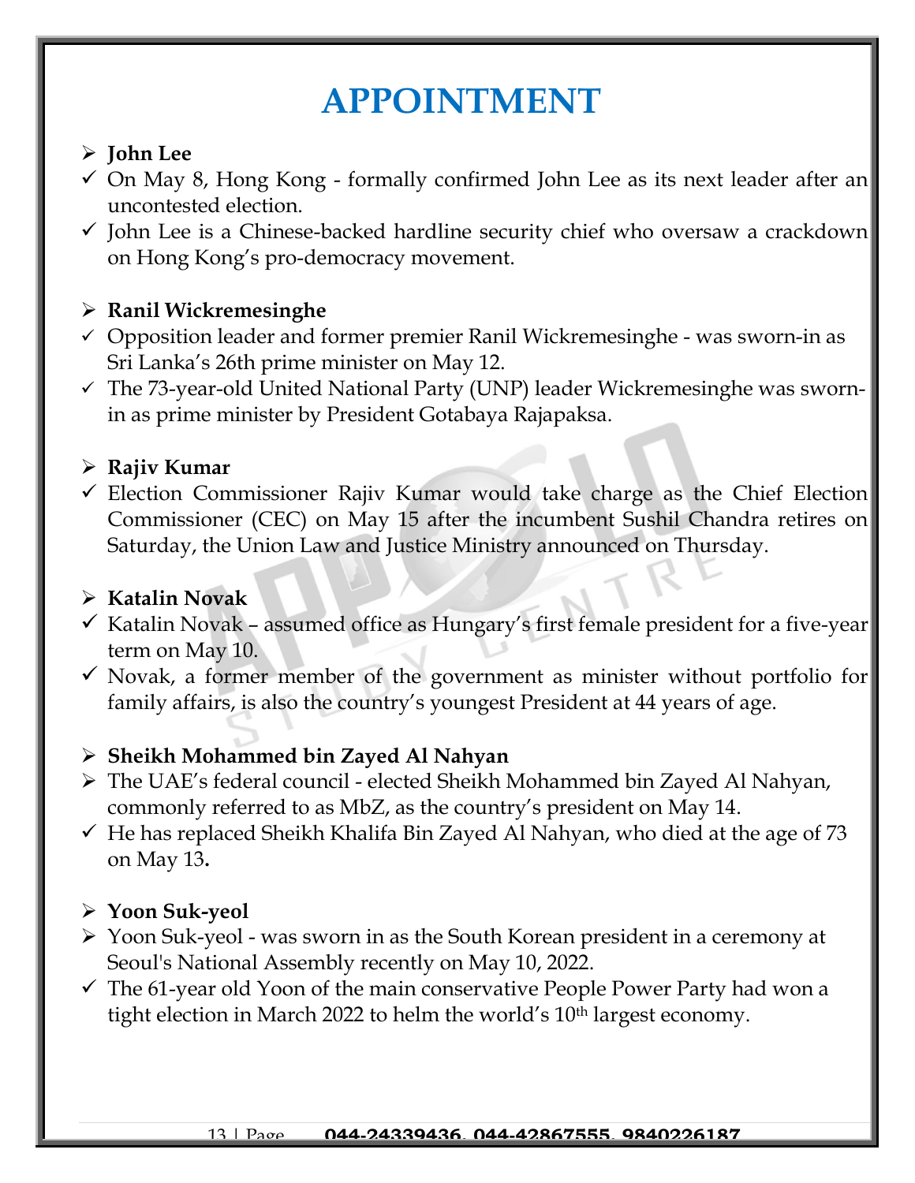# APPOINTMENT

- **John Lee**
  - ✓ On May 8, Hong Kong - formally confirmed John Lee as its next leader after an uncontested election.
  - ✓ John Lee is a Chinese-backed hardline security chief who oversaw a crackdown on Hong Kong's pro-democracy movement.

- **Ranil Wickremesinghe**
  - ✓ Opposition leader and former premier Ranil Wickremesinghe - was sworn-in as Sri Lanka's 26th prime minister on May 12.
  - ✓ The 73-year-old United National Party (UNP) leader Wickremesinghe was sworn-in as prime minister by President Gotabaya Rajapaksa.

- **Rajiv Kumar**
  - ✓ Election Commissioner Rajiv Kumar would take charge as the Chief Election Commissioner (CEC) on May 15 after the incumbent Sushil Chandra retires on Saturday, the Union Law and Justice Ministry announced on Thursday.

- **Katalin Novak**
  - ✓ Katalin Novak – assumed office as Hungary's first female president for a five-year term on May 10.
  - ✓ Novak, a former member of the government as minister without portfolio for family affairs, is also the country's youngest President at 44 years of age.

- **Sheikh Mohammed bin Zayed Al Nahyan**
  - The UAE's federal council - elected Sheikh Mohammed bin Zayed Al Nahyan, commonly referred to as MbZ, as the country's president on May 14.
  - ✓ He has replaced Sheikh Khalifa Bin Zayed Al Nahyan, who died at the age of 73 on May 13**.**

- **Yoon Suk-yeol**
  - Yoon Suk-yeol - was sworn in as the South Korean president in a ceremony at Seoul's National Assembly recently on May 10, 2022.
  - ✓ The 61-year old Yoon of the main conservative People Power Party had won a tight election in March 2022 to helm the world's 10th largest economy.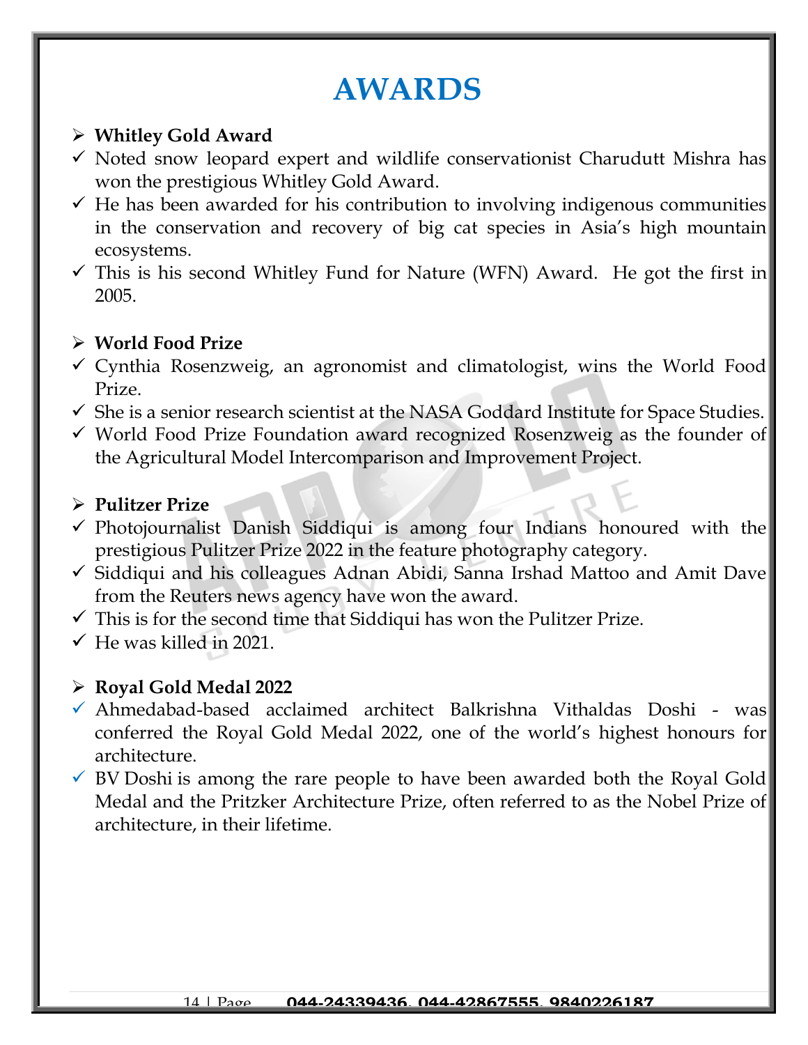# AWARDS

- **Whitley Gold Award**
  - ✓ Noted snow leopard expert and wildlife conservationist Charudutt Mishra has won the prestigious Whitley Gold Award.
  - ✓ He has been awarded for his contribution to involving indigenous communities in the conservation and recovery of big cat species in Asia's high mountain ecosystems.
  - ✓ This is his second Whitley Fund for Nature (WFN) Award. He got the first in 2005.

- **World Food Prize**
  - ✓ Cynthia Rosenzweig, an agronomist and climatologist, wins the World Food Prize.
  - ✓ She is a senior research scientist at the NASA Goddard Institute for Space Studies.
  - ✓ World Food Prize Foundation award recognized Rosenzweig as the founder of the Agricultural Model Intercomparison and Improvement Project.

- **Pulitzer Prize**
  - ✓ Photojournalist Danish Siddiqui is among four Indians honoured with the prestigious Pulitzer Prize 2022 in the feature photography category.
  - ✓ Siddiqui and his colleagues Adnan Abidi, Sanna Irshad Mattoo and Amit Dave from the Reuters news agency have won the award.
  - ✓ This is for the second time that Siddiqui has won the Pulitzer Prize.
  - ✓ He was killed in 2021.

- **Royal Gold Medal 2022**
  - ✓ Ahmedabad-based acclaimed architect Balkrishna Vithaldas Doshi - was conferred the Royal Gold Medal 2022, one of the world's highest honours for architecture.
  - ✓ BV Doshi is among the rare people to have been awarded both the Royal Gold Medal and the Pritzker Architecture Prize, often referred to as the Nobel Prize of architecture, in their lifetime.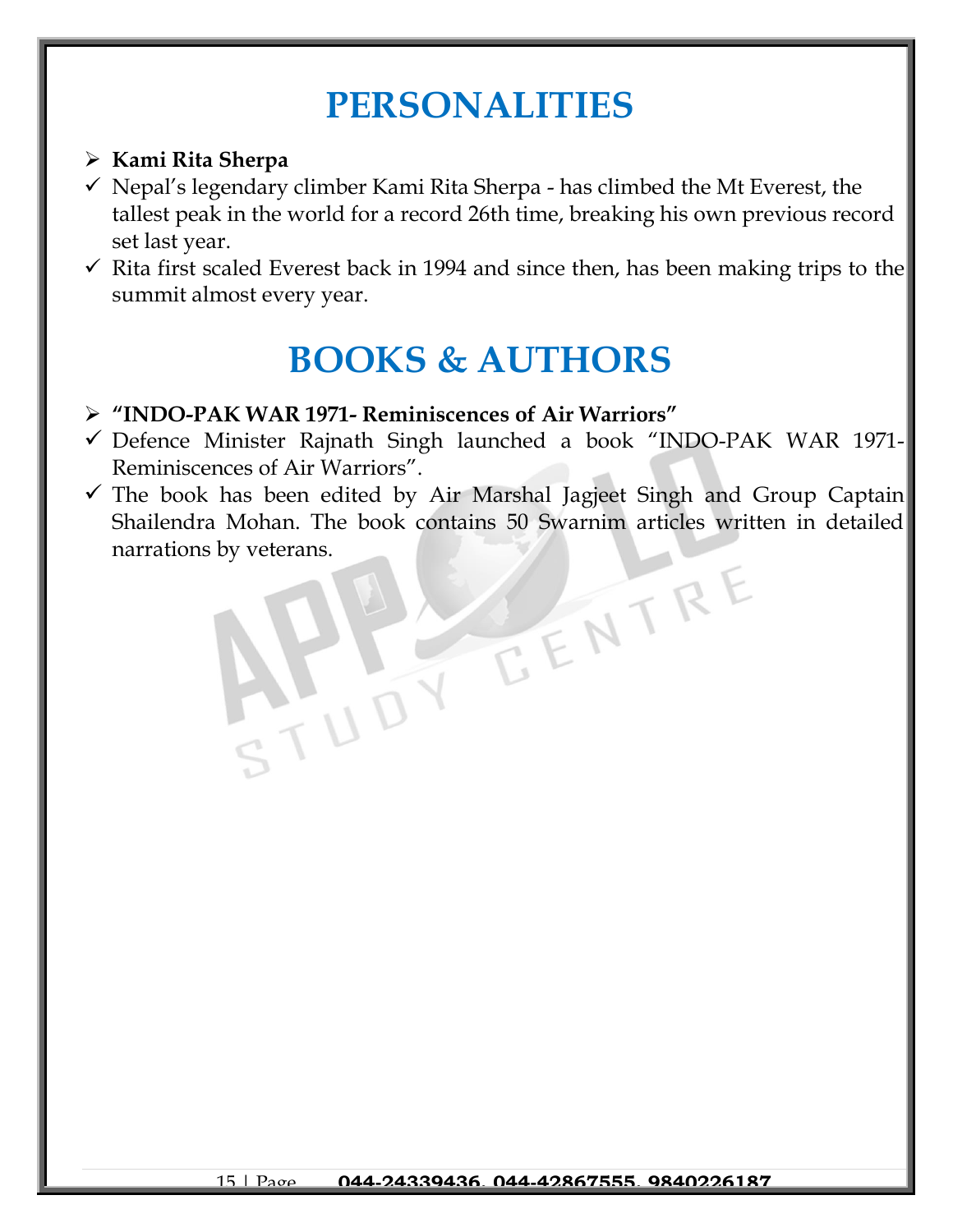# PERSONALITIES

- **Kami Rita Sherpa**
- ✓ Nepal's legendary climber Kami Rita Sherpa - has climbed the Mt Everest, the tallest peak in the world for a record 26th time, breaking his own previous record set last year.
- ✓ Rita first scaled Everest back in 1994 and since then, has been making trips to the summit almost every year.

# BOOKS & AUTHORS

- **"INDO-PAK WAR 1971- Reminiscences of Air Warriors"**
- ✓ Defence Minister Rajnath Singh launched a book "INDO-PAK WAR 1971- Reminiscences of Air Warriors".
- ✓ The book has been edited by Air Marshal Jagjeet Singh and Group Captain Shailendra Mohan. The book contains 50 Swarnim articles written in detailed narrations by veterans.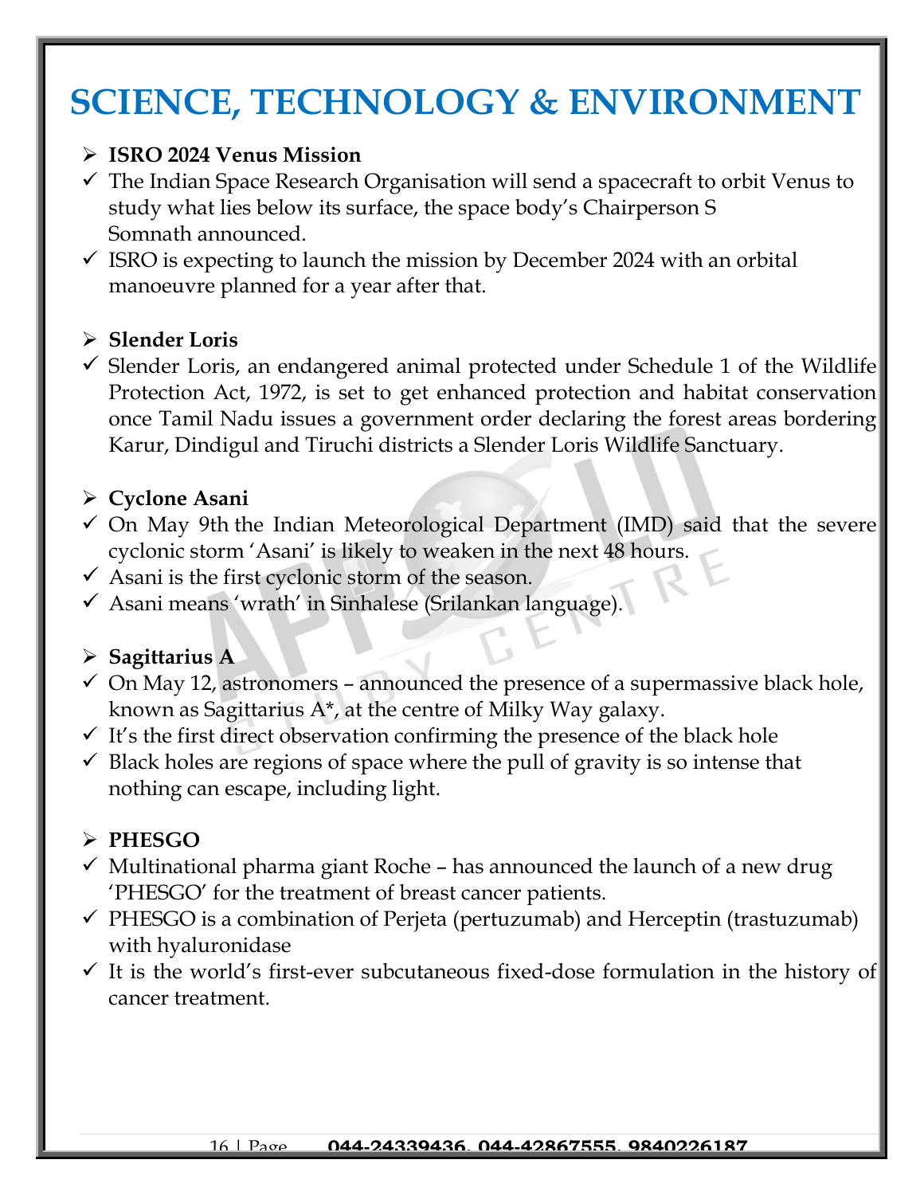# SCIENCE, TECHNOLOGY & ENVIRONMENT

- **ISRO 2024 Venus Mission**
  - ✓ The Indian Space Research Organisation will send a spacecraft to orbit Venus to study what lies below its surface, the space body's Chairperson S Somnath announced.
  - ✓ ISRO is expecting to launch the mission by December 2024 with an orbital manoeuvre planned for a year after that.

- **Slender Loris**
  - ✓ Slender Loris, an endangered animal protected under Schedule 1 of the Wildlife Protection Act, 1972, is set to get enhanced protection and habitat conservation once Tamil Nadu issues a government order declaring the forest areas bordering Karur, Dindigul and Tiruchi districts a Slender Loris Wildlife Sanctuary.

- **Cyclone Asani**
  - ✓ On May 9th the Indian Meteorological Department (IMD) said that the severe cyclonic storm 'Asani' is likely to weaken in the next 48 hours.
  - ✓ Asani is the first cyclonic storm of the season.
  - ✓ Asani means 'wrath' in Sinhalese (Srilankan language).

- **Sagittarius A**
  - ✓ On May 12, astronomers – announced the presence of a supermassive black hole, known as Sagittarius A*, at the centre of Milky Way galaxy.
  - ✓ It's the first direct observation confirming the presence of the black hole
  - ✓ Black holes are regions of space where the pull of gravity is so intense that nothing can escape, including light.

- **PHESGO**
  - ✓ Multinational pharma giant Roche – has announced the launch of a new drug 'PHESGO' for the treatment of breast cancer patients.
  - ✓ PHESGO is a combination of Perjeta (pertuzumab) and Herceptin (trastuzumab) with hyaluronidase
  - ✓ It is the world's first-ever subcutaneous fixed-dose formulation in the history of cancer treatment.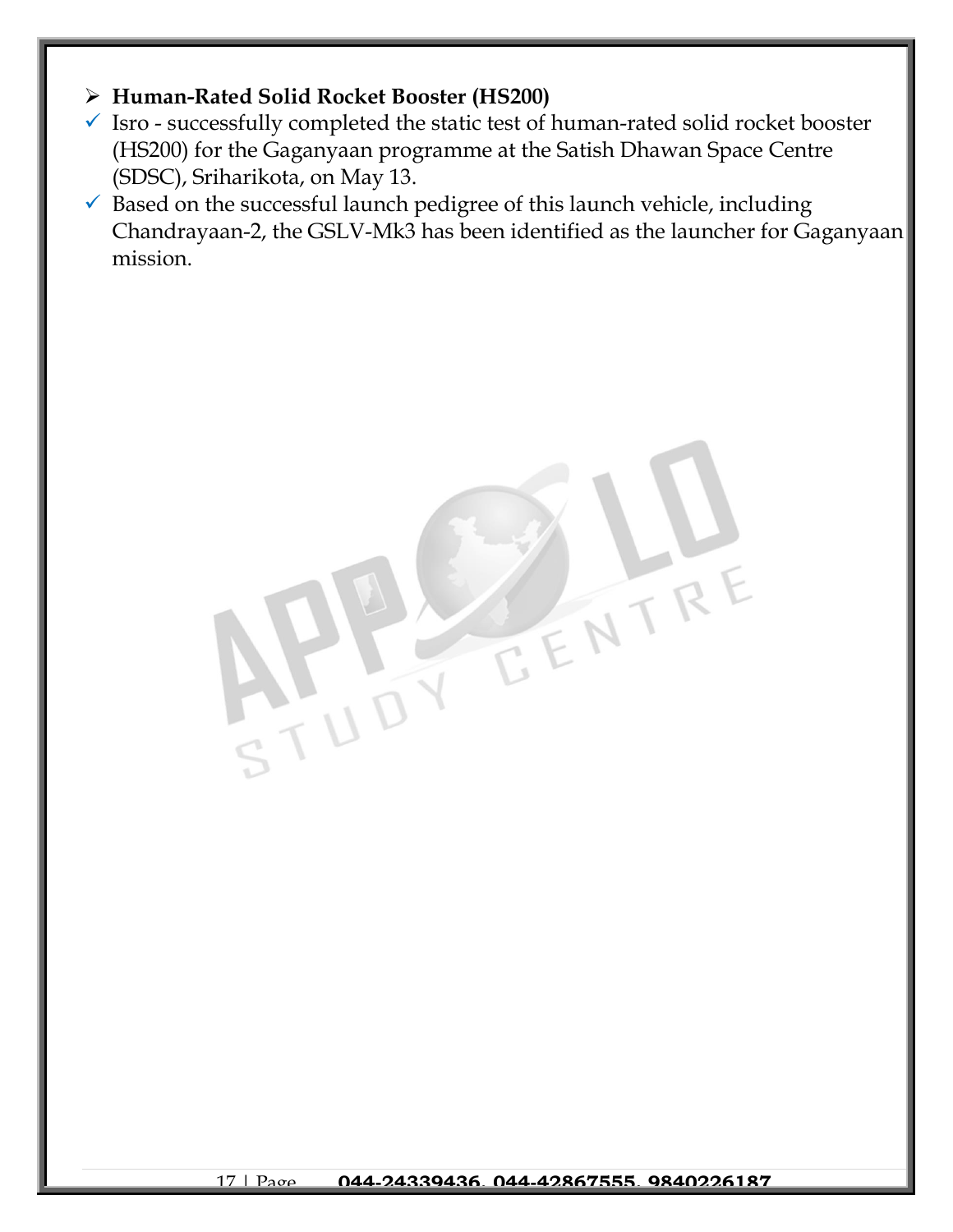- **Human-Rated Solid Rocket Booster (HS200)**
- Isro - successfully completed the static test of human-rated solid rocket booster (HS200) for the Gaganyaan programme at the Satish Dhawan Space Centre (SDSC), Sriharikota, on May 13.
- Based on the successful launch pedigree of this launch vehicle, including Chandrayaan-2, the GSLV-Mk3 has been identified as the launcher for Gaganyaan mission.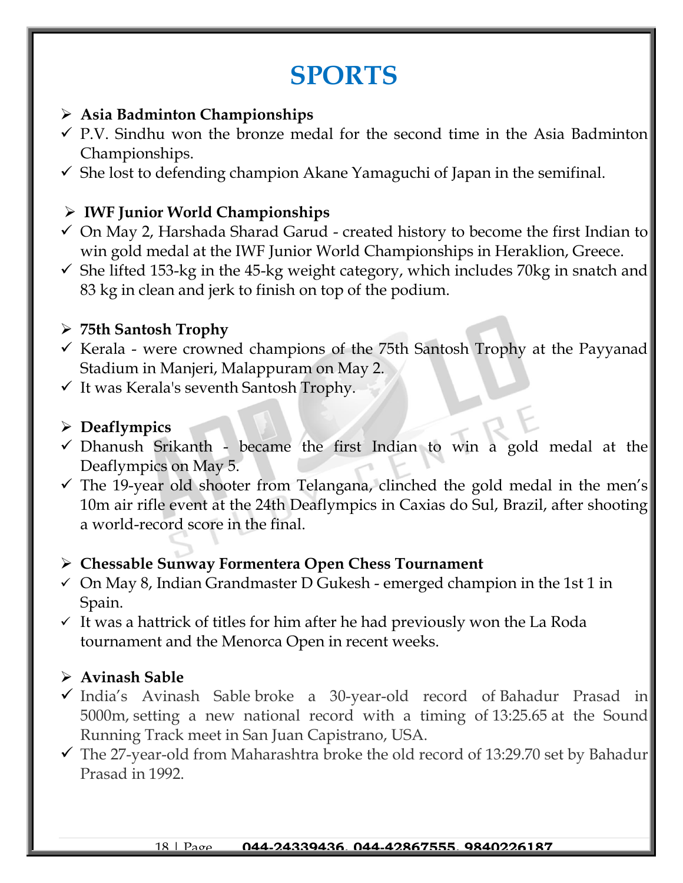# SPORTS

- **Asia Badminton Championships**
  - ✓ P.V. Sindhu won the bronze medal for the second time in the Asia Badminton Championships.
  - ✓ She lost to defending champion Akane Yamaguchi of Japan in the semifinal.

- **IWF Junior World Championships**
  - ✓ On May 2, Harshada Sharad Garud - created history to become the first Indian to win gold medal at the IWF Junior World Championships in Heraklion, Greece.
  - ✓ She lifted 153-kg in the 45-kg weight category, which includes 70kg in snatch and 83 kg in clean and jerk to finish on top of the podium.

- **75th Santosh Trophy**
  - ✓ Kerala - were crowned champions of the 75th Santosh Trophy at the Payyanad Stadium in Manjeri, Malappuram on May 2.
  - ✓ It was Kerala's seventh Santosh Trophy.

- **Deaflympics**
  - ✓ Dhanush Srikanth - became the first Indian to win a gold medal at the Deaflympics on May 5.
  - ✓ The 19-year old shooter from Telangana, clinched the gold medal in the men's 10m air rifle event at the 24th Deaflympics in Caxias do Sul, Brazil, after shooting a world-record score in the final.

- **Chessable Sunway Formentera Open Chess Tournament**
  - ✓ On May 8, Indian Grandmaster D Gukesh - emerged champion in the 1st 1 in Spain.
  - ✓ It was a hattrick of titles for him after he had previously won the La Roda tournament and the Menorca Open in recent weeks.

- **Avinash Sable**
  - ✓ India's Avinash Sable broke a 30-year-old record of Bahadur Prasad in 5000m, setting a new national record with a timing of 13:25.65 at the Sound Running Track meet in San Juan Capistrano, USA.
  - ✓ The 27-year-old from Maharashtra broke the old record of 13:29.70 set by Bahadur Prasad in 1992.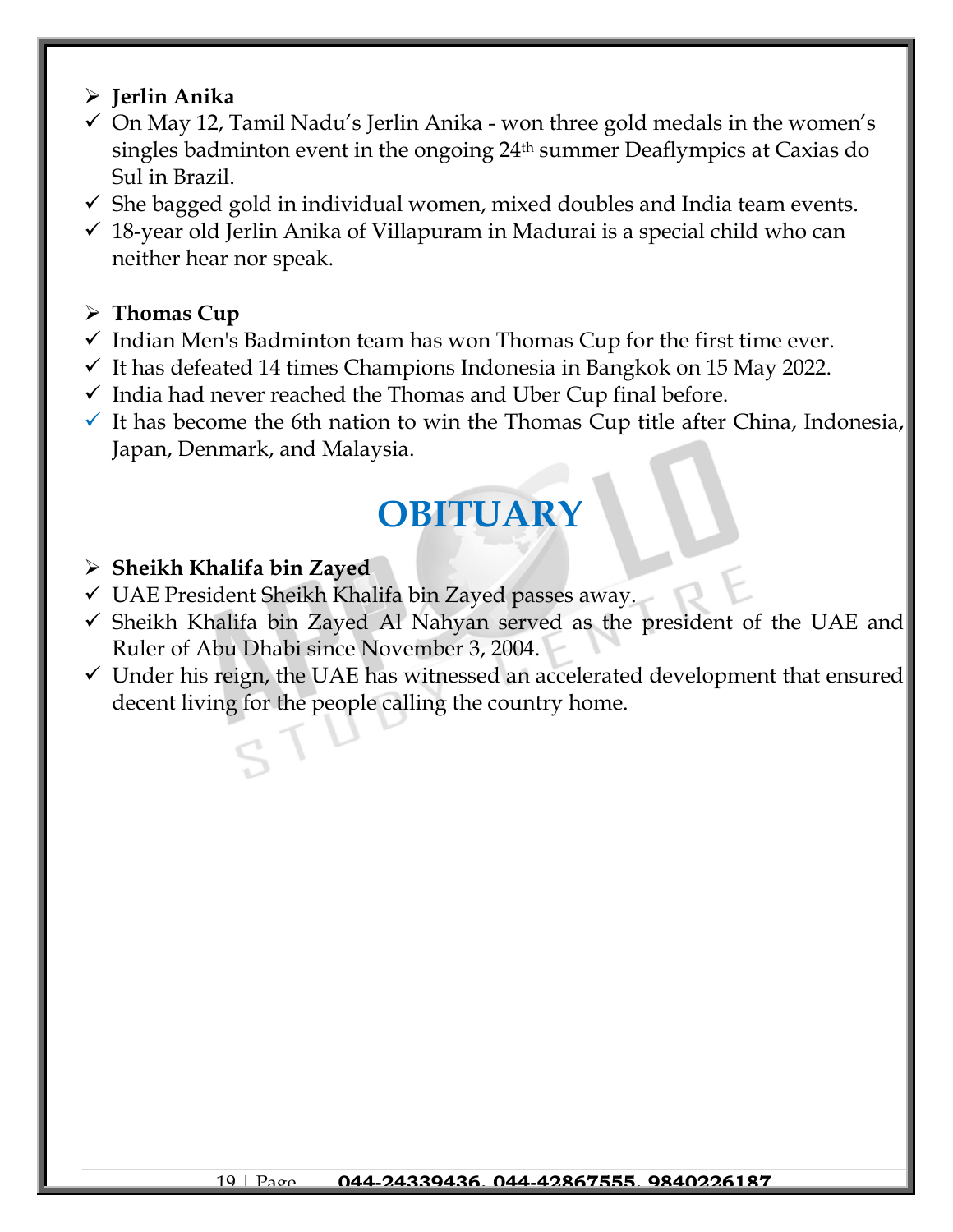- **Jerlin Anika**
  - On May 12, Tamil Nadu's Jerlin Anika - won three gold medals in the women's singles badminton event in the ongoing 24th summer Deaflympics at Caxias do Sul in Brazil.
  - She bagged gold in individual women, mixed doubles and India team events.
  - 18-year old Jerlin Anika of Villapuram in Madurai is a special child who can neither hear nor speak.

- **Thomas Cup**
  - Indian Men's Badminton team has won Thomas Cup for the first time ever.
  - It has defeated 14 times Champions Indonesia in Bangkok on 15 May 2022.
  - India had never reached the Thomas and Uber Cup final before.
  - It has become the 6th nation to win the Thomas Cup title after China, Indonesia, Japan, Denmark, and Malaysia.

# OBITUARY

- **Sheikh Khalifa bin Zayed**
  - UAE President Sheikh Khalifa bin Zayed passes away.
  - Sheikh Khalifa bin Zayed Al Nahyan served as the president of the UAE and Ruler of Abu Dhabi since November 3, 2004.
  - Under his reign, the UAE has witnessed an accelerated development that ensured decent living for the people calling the country home.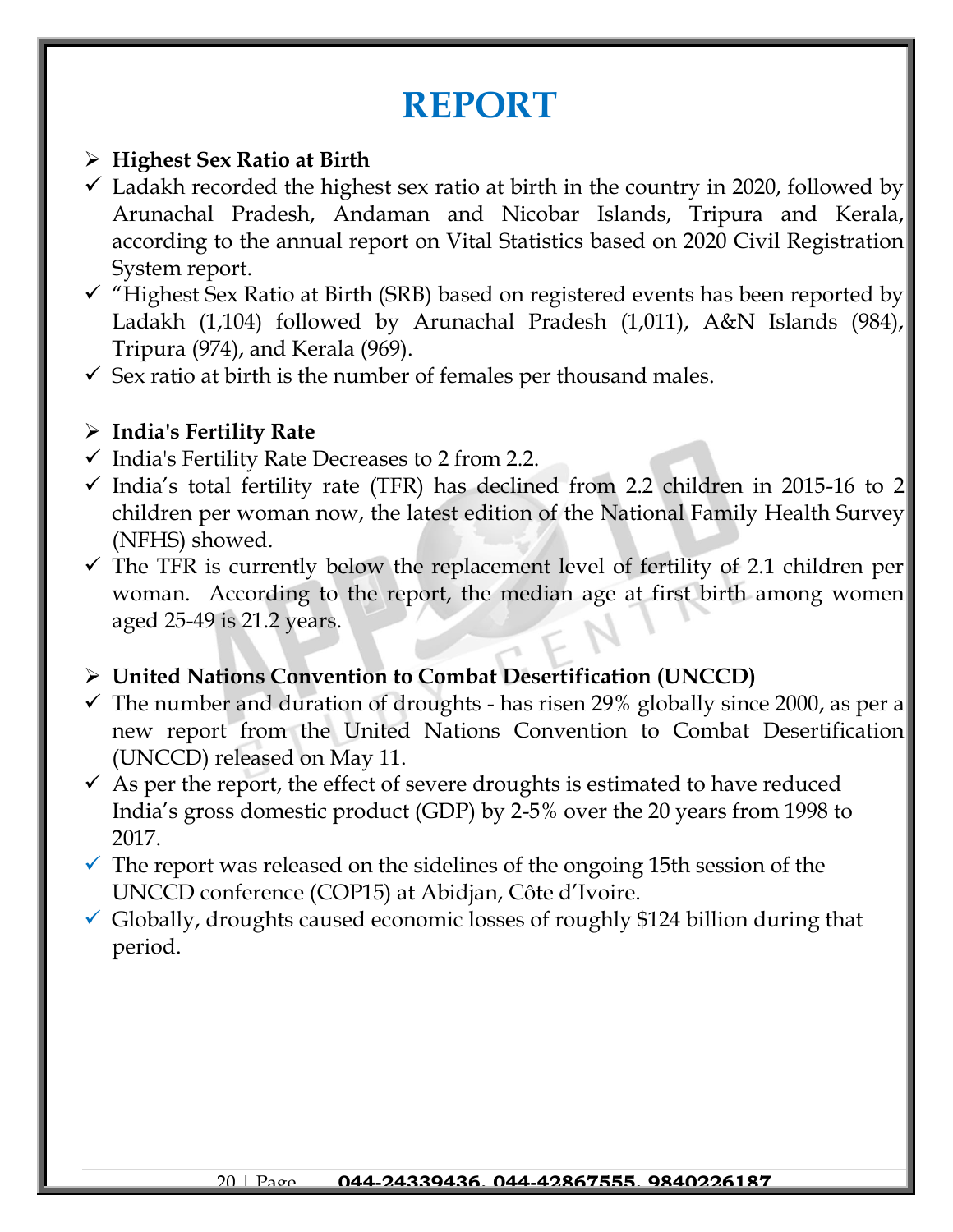# REPORT

- **Highest Sex Ratio at Birth**
  - ✓ Ladakh recorded the highest sex ratio at birth in the country in 2020, followed by Arunachal Pradesh, Andaman and Nicobar Islands, Tripura and Kerala, according to the annual report on Vital Statistics based on 2020 Civil Registration System report.
  - ✓ "Highest Sex Ratio at Birth (SRB) based on registered events has been reported by Ladakh (1,104) followed by Arunachal Pradesh (1,011), A&N Islands (984), Tripura (974), and Kerala (969).
  - ✓ Sex ratio at birth is the number of females per thousand males.

- **India's Fertility Rate**
  - ✓ India's Fertility Rate Decreases to 2 from 2.2.
  - ✓ India's total fertility rate (TFR) has declined from 2.2 children in 2015-16 to 2 children per woman now, the latest edition of the National Family Health Survey (NFHS) showed.
  - ✓ The TFR is currently below the replacement level of fertility of 2.1 children per woman. According to the report, the median age at first birth among women aged 25-49 is 21.2 years.

- **United Nations Convention to Combat Desertification (UNCCD)**
  - ✓ The number and duration of droughts - has risen 29% globally since 2000, as per a new report from the United Nations Convention to Combat Desertification (UNCCD) released on May 11.
  - ✓ As per the report, the effect of severe droughts is estimated to have reduced India's gross domestic product (GDP) by 2-5% over the 20 years from 1998 to 2017.
  - ✓ The report was released on the sidelines of the ongoing 15th session of the UNCCD conference (COP15) at Abidjan, Côte d'Ivoire.
  - ✓ Globally, droughts caused economic losses of roughly $124 billion during that period.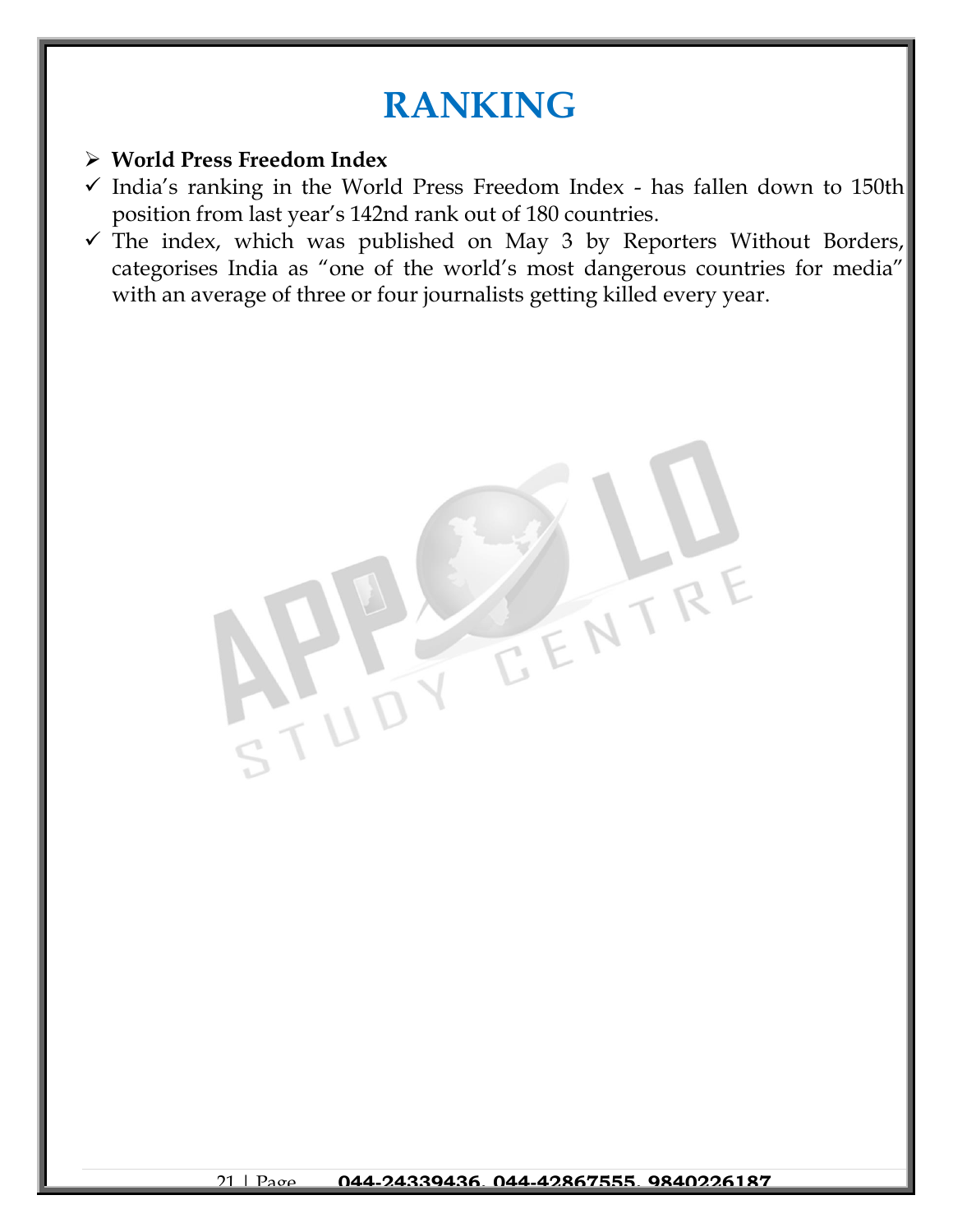# RANKING

- **World Press Freedom Index**
  - India's ranking in the World Press Freedom Index - has fallen down to 150th position from last year's 142nd rank out of 180 countries.
  - The index, which was published on May 3 by Reporters Without Borders, categorises India as "one of the world's most dangerous countries for media" with an average of three or four journalists getting killed every year.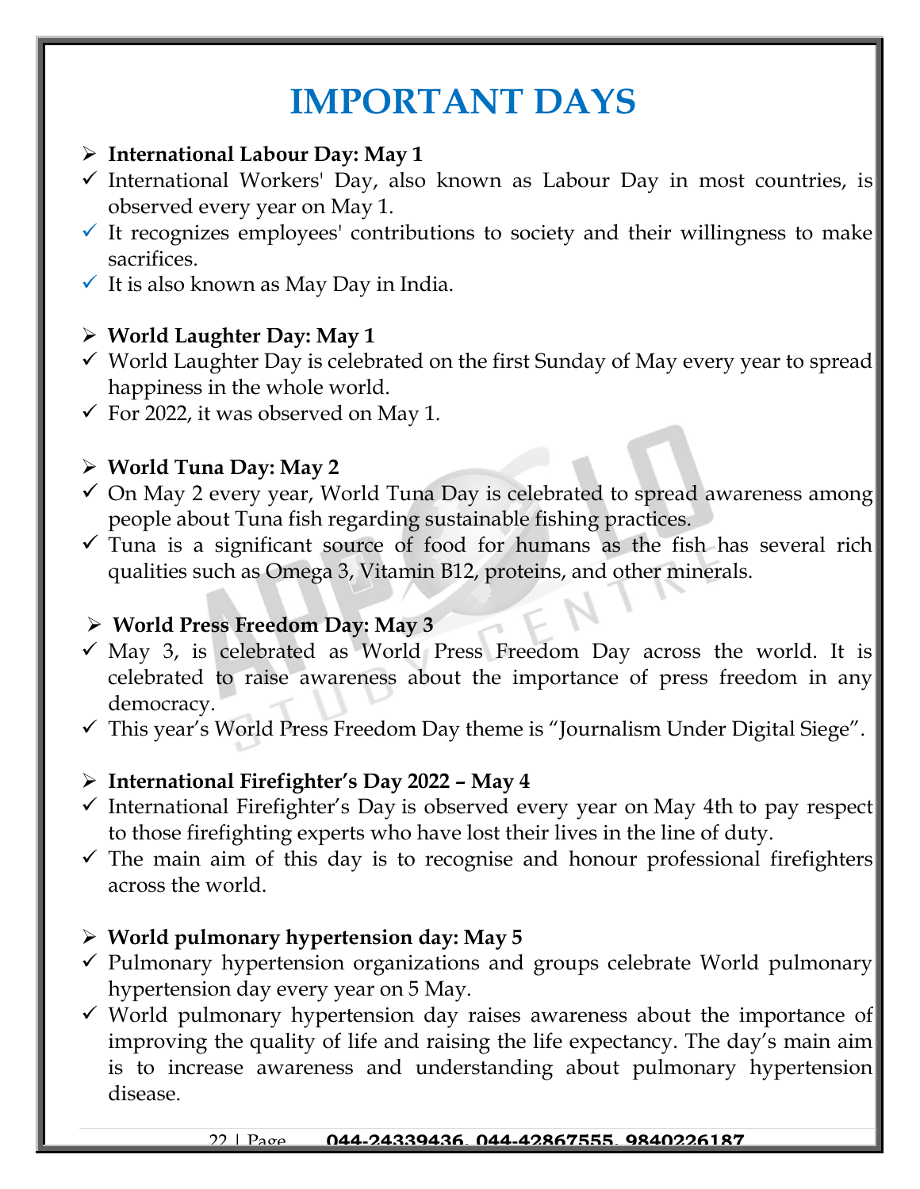# IMPORTANT DAYS

- **International Labour Day: May 1**
  - International Workers' Day, also known as Labour Day in most countries, is observed every year on May 1.
  - It recognizes employees' contributions to society and their willingness to make sacrifices.
  - It is also known as May Day in India.

- **World Laughter Day: May 1**
  - World Laughter Day is celebrated on the first Sunday of May every year to spread happiness in the whole world.
  - For 2022, it was observed on May 1.

- **World Tuna Day: May 2**
  - On May 2 every year, World Tuna Day is celebrated to spread awareness among people about Tuna fish regarding sustainable fishing practices.
  - Tuna is a significant source of food for humans as the fish has several rich qualities such as Omega 3, Vitamin B12, proteins, and other minerals.

- **World Press Freedom Day: May 3**
  - May 3, is celebrated as World Press Freedom Day across the world. It is celebrated to raise awareness about the importance of press freedom in any democracy.
  - This year's World Press Freedom Day theme is "Journalism Under Digital Siege".

- **International Firefighter's Day 2022 – May 4**
  - International Firefighter's Day is observed every year on May 4th to pay respect to those firefighting experts who have lost their lives in the line of duty.
  - The main aim of this day is to recognise and honour professional firefighters across the world.

- **World pulmonary hypertension day: May 5**
  - Pulmonary hypertension organizations and groups celebrate World pulmonary hypertension day every year on 5 May.
  - World pulmonary hypertension day raises awareness about the importance of improving the quality of life and raising the life expectancy. The day's main aim is to increase awareness and understanding about pulmonary hypertension disease.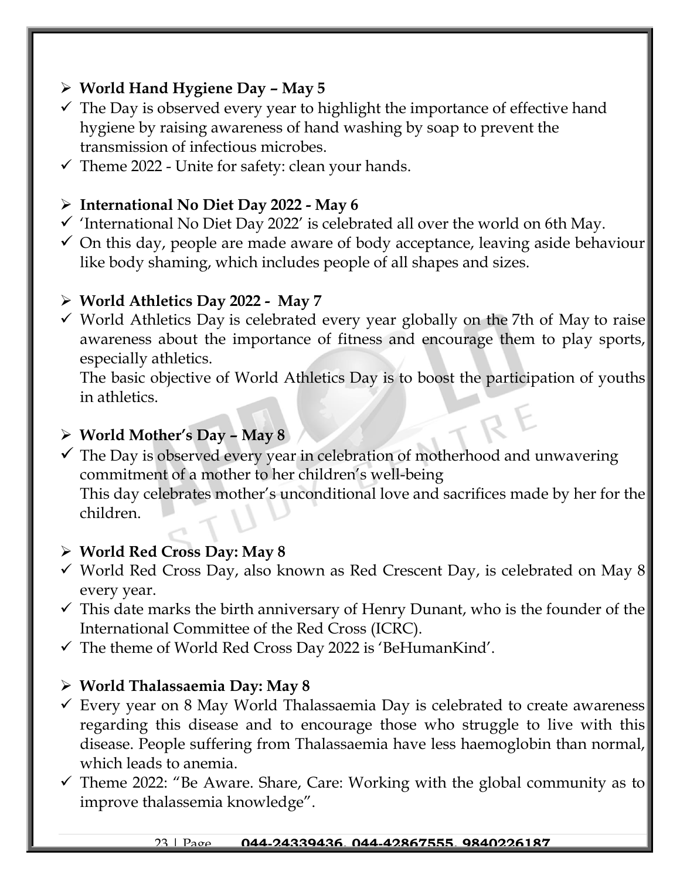- **World Hand Hygiene Day – May 5**
  - ✓ The Day is observed every year to highlight the importance of effective hand hygiene by raising awareness of hand washing by soap to prevent the transmission of infectious microbes.
  - ✓ Theme 2022 - Unite for safety: clean your hands.

- **International No Diet Day 2022 - May 6**
  - ✓ 'International No Diet Day 2022' is celebrated all over the world on 6th May.
  - ✓ On this day, people are made aware of body acceptance, leaving aside behaviour like body shaming, which includes people of all shapes and sizes.

- **World Athletics Day 2022 - May 7**
  - ✓ World Athletics Day is celebrated every year globally on the 7th of May to raise awareness about the importance of fitness and encourage them to play sports, especially athletics.

    The basic objective of World Athletics Day is to boost the participation of youths in athletics.

- **World Mother's Day – May 8**
  - ✓ The Day is observed every year in celebration of motherhood and unwavering commitment of a mother to her children's well-being

    This day celebrates mother's unconditional love and sacrifices made by her for the children.

- **World Red Cross Day: May 8**
  - ✓ World Red Cross Day, also known as Red Crescent Day, is celebrated on May 8 every year.
  - ✓ This date marks the birth anniversary of Henry Dunant, who is the founder of the International Committee of the Red Cross (ICRC).
  - ✓ The theme of World Red Cross Day 2022 is 'BeHumanKind'.

- **World Thalassaemia Day: May 8**
  - ✓ Every year on 8 May World Thalassaemia Day is celebrated to create awareness regarding this disease and to encourage those who struggle to live with this disease. People suffering from Thalassaemia have less haemoglobin than normal, which leads to anemia.
  - ✓ Theme 2022: "Be Aware. Share, Care: Working with the global community as to improve thalassemia knowledge".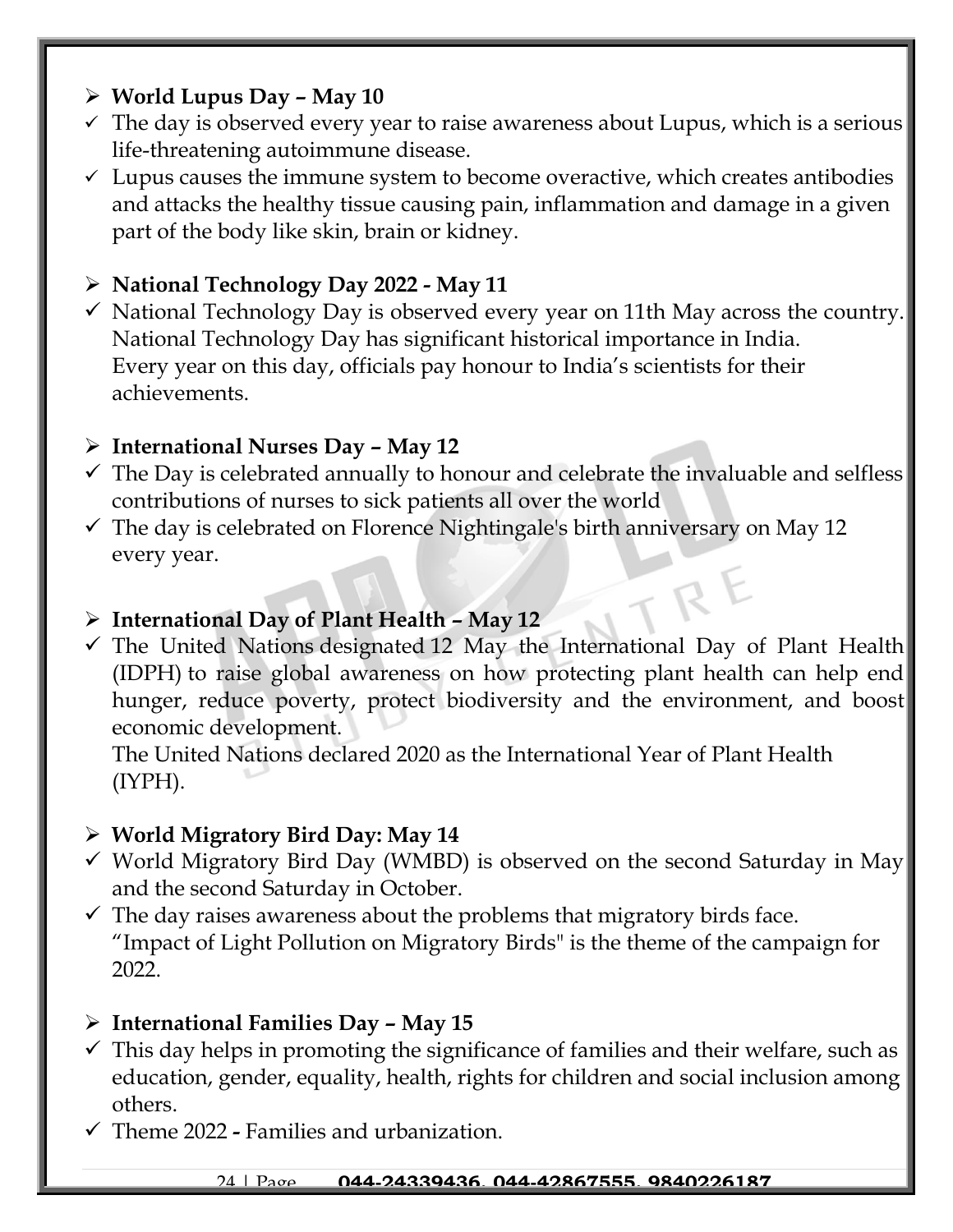- **World Lupus Day – May 10**
  - ✓ The day is observed every year to raise awareness about Lupus, which is a serious life-threatening autoimmune disease.
  - ✓ Lupus causes the immune system to become overactive, which creates antibodies and attacks the healthy tissue causing pain, inflammation and damage in a given part of the body like skin, brain or kidney.

- **National Technology Day 2022 - May 11**
  - ✓ National Technology Day is observed every year on 11th May across the country. National Technology Day has significant historical importance in India. Every year on this day, officials pay honour to India's scientists for their achievements.

- **International Nurses Day – May 12**
  - ✓ The Day is celebrated annually to honour and celebrate the invaluable and selfless contributions of nurses to sick patients all over the world
  - ✓ The day is celebrated on Florence Nightingale's birth anniversary on May 12 every year.

- **International Day of Plant Health – May 12**
  - ✓ The United Nations designated 12 May the International Day of Plant Health (IDPH) to raise global awareness on how protecting plant health can help end hunger, reduce poverty, protect biodiversity and the environment, and boost economic development. The United Nations declared 2020 as the International Year of Plant Health (IYPH).

- **World Migratory Bird Day: May 14**
  - ✓ World Migratory Bird Day (WMBD) is observed on the second Saturday in May and the second Saturday in October.
  - ✓ The day raises awareness about the problems that migratory birds face. "Impact of Light Pollution on Migratory Birds" is the theme of the campaign for 2022.

- **International Families Day – May 15**
  - ✓ This day helps in promoting the significance of families and their welfare, such as education, gender, equality, health, rights for children and social inclusion among others.
  - ✓ Theme 2022 - Families and urbanization.